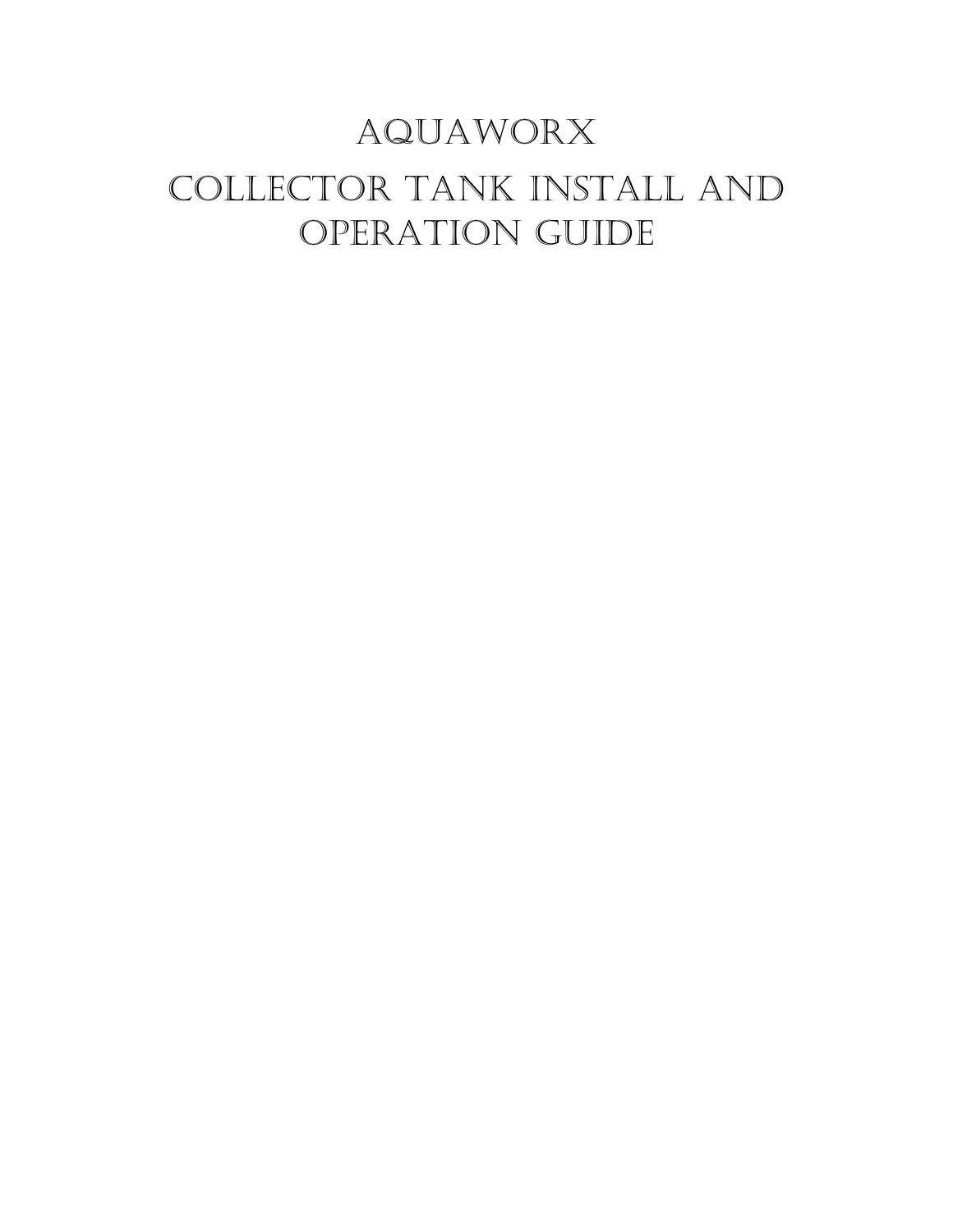# AQUAWORX

# COLLECTOR TANK INSTALL AND OPERATION GUIDE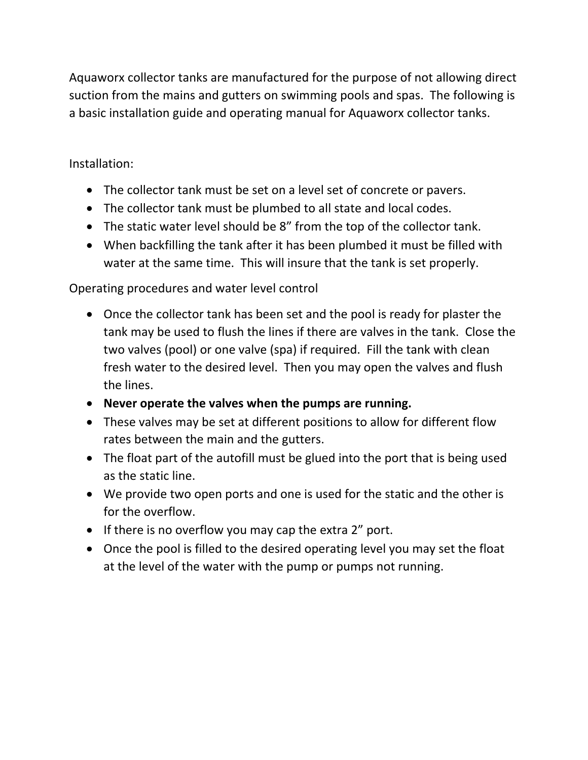Aquaworx collector tanks are manufactured for the purpose of not allowing direct suction from the mains and gutters on swimming pools and spas. The following is a basic installation guide and operating manual for Aquaworx collector tanks.

Installation:

- The collector tank must be set on a level set of concrete or pavers.
- The collector tank must be plumbed to all state and local codes.
- The static water level should be 8" from the top of the collector tank.
- When backfilling the tank after it has been plumbed it must be filled with water at the same time. This will insure that the tank is set properly.

Operating procedures and water level control

- Once the collector tank has been set and the pool is ready for plaster the tank may be used to flush the lines if there are valves in the tank. Close the two valves (pool) or one valve (spa) if required. Fill the tank with clean fresh water to the desired level. Then you may open the valves and flush the lines.
- **Never operate the valves when the pumps are running.**
- These valves may be set at different positions to allow for different flow rates between the main and the gutters.
- The float part of the autofill must be glued into the port that is being used as the static line.
- We provide two open ports and one is used for the static and the other is for the overflow.
- If there is no overflow you may cap the extra 2" port.
- Once the pool is filled to the desired operating level you may set the float at the level of the water with the pump or pumps not running.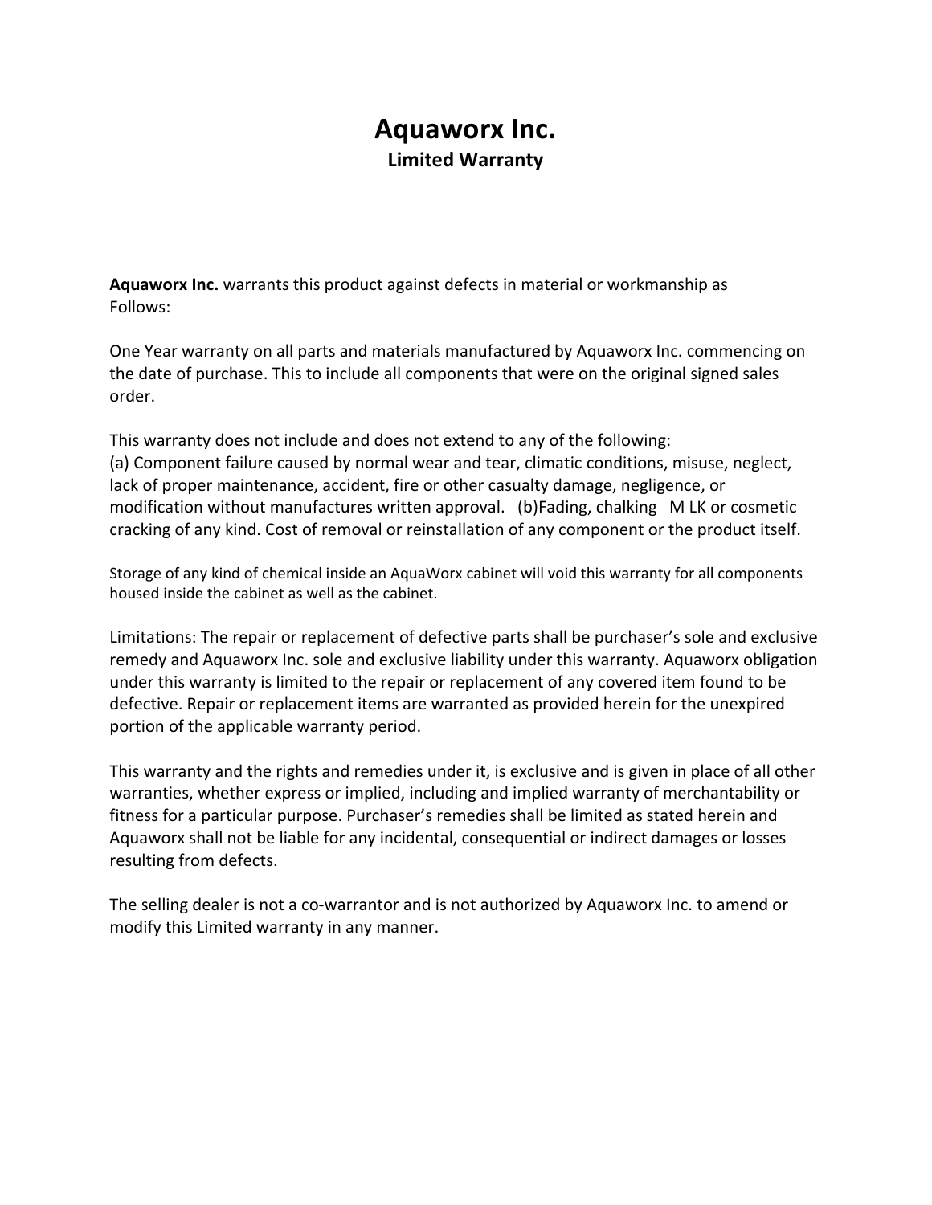# Aquaworx Inc.

## Limited Warranty

**Aquaworx Inc.** warrants this product against defects in material or workmanship as Follows:

One Year warranty on all parts and materials manufactured by Aquaworx Inc. commencing on the date of purchase. This to include all components that were on the original signed sales order.

This warranty does not include and does not extend to any of the following:
(a) Component failure caused by normal wear and tear, climatic conditions, misuse, neglect, lack of proper maintenance, accident, fire or other casualty damage, negligence, or modification without manufactures written approval. (b)Fading, chalking M LK or cosmetic cracking of any kind. Cost of removal or reinstallation of any component or the product itself.

Storage of any kind of chemical inside an AquaWorx cabinet will void this warranty for all components housed inside the cabinet as well as the cabinet.

Limitations: The repair or replacement of defective parts shall be purchaser's sole and exclusive remedy and Aquaworx Inc. sole and exclusive liability under this warranty. Aquaworx obligation under this warranty is limited to the repair or replacement of any covered item found to be defective. Repair or replacement items are warranted as provided herein for the unexpired portion of the applicable warranty period.

This warranty and the rights and remedies under it, is exclusive and is given in place of all other warranties, whether express or implied, including and implied warranty of merchantability or fitness for a particular purpose. Purchaser's remedies shall be limited as stated herein and Aquaworx shall not be liable for any incidental, consequential or indirect damages or losses resulting from defects.

The selling dealer is not a co-warrantor and is not authorized by Aquaworx Inc. to amend or modify this Limited warranty in any manner.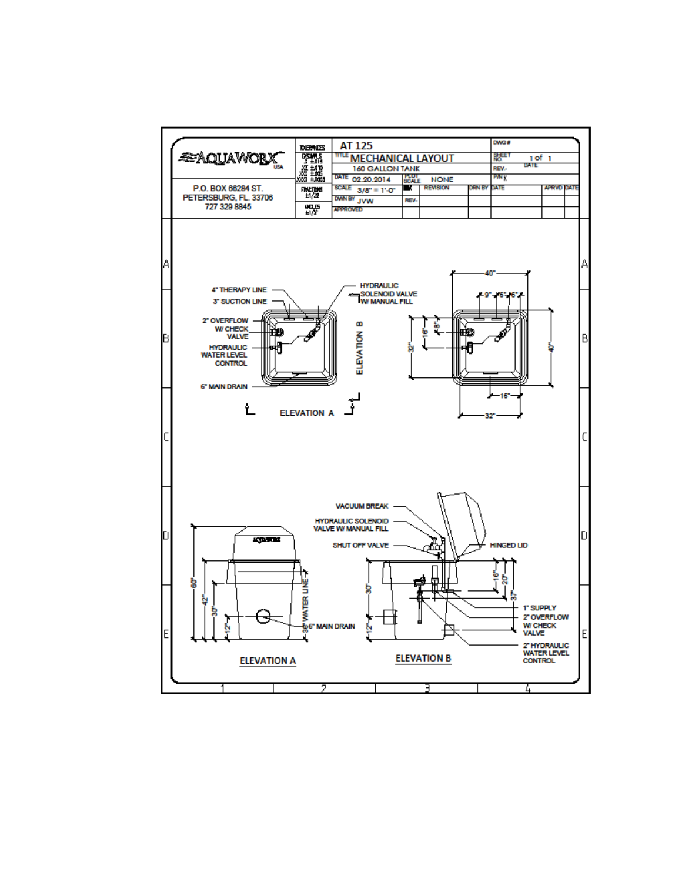**AQUAWORX USA**

P.O. BOX 66284 ST.
PETERSBURG, FL. 33706
727 329 8845

| | | | | | | |
|---|---|---|---|---|---|---|
| TOLERANCES | AT 125 | | | DWG # | | |
| DECIMALS .X ±.015 .XX ±.010 .XXX ±.005 .XXXX ±.0005 | TITLE MECHANICAL LAYOUT | | | SHEET NO. 1 of 1 | DATE | |
| | 160 GALLON TANK | | | REV.- | | |
| | DATE 02.20.2014 | PLOT SCALE NONE | | P/N X | | |
| FRACTIONS ±1/32 | SCALE 3/8" = 1'-0" | MK | REVISION | DRN BY | DATE | APRVD DATE |
| | DWN BY JVW | REV- | | | | |
| ANGLES ±1/2° | APPROVED | | | | | |

4" THERAPY LINE
3" SUCTION LINE
2" OVERFLOW W/ CHECK VALVE
HYDRAULIC WATER LEVEL CONTROL
6" MAIN DRAIN
HYDRAULIC SOLENOID VALVE W/ MANUAL FILL
ELEVATION B
ELEVATION A

40"
9" 6" 6"
8"
16"
32"
40"
16"
32"

VACUUM BREAK
HYDRAULIC SOLENOID VALVE W/ MANUAL FILL
SHUT OFF VALVE
HINGED LID
1" SUPPLY
2" OVERFLOW W/ CHECK VALVE
2" HYDRAULIC WATER LEVEL CONTROL
6" MAIN DRAIN
36" WATER LINE
60"
42"
30"
12"
30"
12"
16"
20"
37"

**ELEVATION A**

**ELEVATION B**